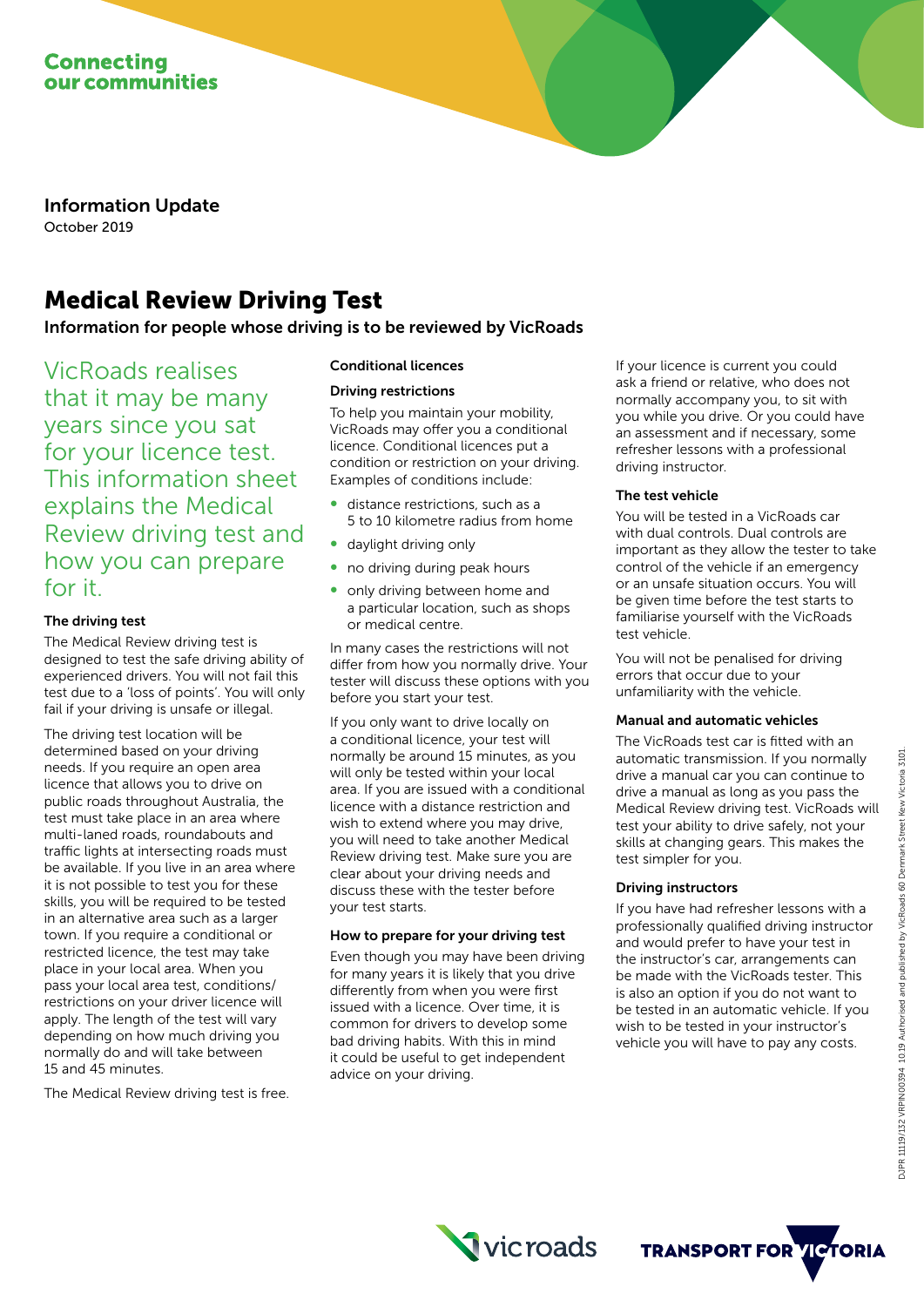Connecting our communities

**Information Update**
October 2019

# Medical Review Driving Test

**Information for people whose driving is to be reviewed by VicRoads**

VicRoads realises that it may be many years since you sat for your licence test. This information sheet explains the Medical Review driving test and how you can prepare for it.

### The driving test

The Medical Review driving test is designed to test the safe driving ability of experienced drivers. You will not fail this test due to a 'loss of points'. You will only fail if your driving is unsafe or illegal.

The driving test location will be determined based on your driving needs. If you require an open area licence that allows you to drive on public roads throughout Australia, the test must take place in an area where multi-laned roads, roundabouts and traffic lights at intersecting roads must be available. If you live in an area where it is not possible to test you for these skills, you will be required to be tested in an alternative area such as a larger town. If you require a conditional or restricted licence, the test may take place in your local area. When you pass your local area test, conditions/restrictions on your driver licence will apply. The length of the test will vary depending on how much driving you normally do and will take between 15 and 45 minutes.

The Medical Review driving test is free.

### Conditional licences

#### Driving restrictions

To help you maintain your mobility, VicRoads may offer you a conditional licence. Conditional licences put a condition or restriction on your driving. Examples of conditions include:

- distance restrictions, such as a 5 to 10 kilometre radius from home
- daylight driving only
- no driving during peak hours
- only driving between home and a particular location, such as shops or medical centre.

In many cases the restrictions will not differ from how you normally drive. Your tester will discuss these options with you before you start your test.

If you only want to drive locally on a conditional licence, your test will normally be around 15 minutes, as you will only be tested within your local area. If you are issued with a conditional licence with a distance restriction and wish to extend where you may drive, you will need to take another Medical Review driving test. Make sure you are clear about your driving needs and discuss these with the tester before your test starts.

### How to prepare for your driving test

Even though you may have been driving for many years it is likely that you drive differently from when you were first issued with a licence. Over time, it is common for drivers to develop some bad driving habits. With this in mind it could be useful to get independent advice on your driving.

If your licence is current you could ask a friend or relative, who does not normally accompany you, to sit with you while you drive. Or you could have an assessment and if necessary, some refresher lessons with a professional driving instructor.

### The test vehicle

You will be tested in a VicRoads car with dual controls. Dual controls are important as they allow the tester to take control of the vehicle if an emergency or an unsafe situation occurs. You will be given time before the test starts to familiarise yourself with the VicRoads test vehicle.

You will not be penalised for driving errors that occur due to your unfamiliarity with the vehicle.

### Manual and automatic vehicles

The VicRoads test car is fitted with an automatic transmission. If you normally drive a manual car you can continue to drive a manual as long as you pass the Medical Review driving test. VicRoads will test your ability to drive safely, not your skills at changing gears. This makes the test simpler for you.

### Driving instructors

If you have had refresher lessons with a professionally qualified driving instructor and would prefer to have your test in the instructor's car, arrangements can be made with the VicRoads tester. This is also an option if you do not want to be tested in an automatic vehicle. If you wish to be tested in your instructor's vehicle you will have to pay any costs.

DJPR 11119/132 VRPIN00394 10.19 Authorised and published by VicRoads 60 Denmark Street Kew Victoria 3101.

vicroads TRANSPORT FOR VICTORIA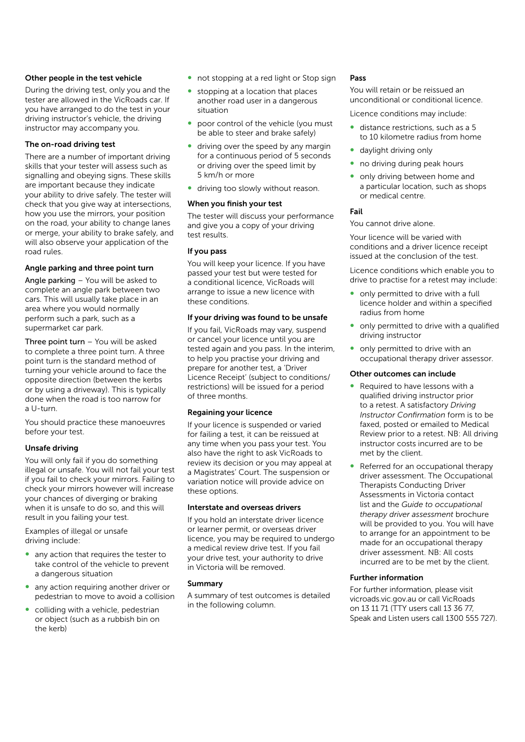### Other people in the test vehicle

During the driving test, only you and the tester are allowed in the VicRoads car. If you have arranged to do the test in your driving instructor's vehicle, the driving instructor may accompany you.

### The on-road driving test

There are a number of important driving skills that your tester will assess such as signalling and obeying signs. These skills are important because they indicate your ability to drive safely. The tester will check that you give way at intersections, how you use the mirrors, your position on the road, your ability to change lanes or merge, your ability to brake safely, and will also observe your application of the road rules.

### Angle parking and three point turn

Angle parking – You will be asked to complete an angle park between two cars. This will usually take place in an area where you would normally perform such a park, such as a supermarket car park.

Three point turn – You will be asked to complete a three point turn. A three point turn is the standard method of turning your vehicle around to face the opposite direction (between the kerbs or by using a driveway). This is typically done when the road is too narrow for a U-turn.

You should practice these manoeuvres before your test.

### Unsafe driving

You will only fail if you do something illegal or unsafe. You will not fail your test if you fail to check your mirrors. Failing to check your mirrors however will increase your chances of diverging or braking when it is unsafe to do so, and this will result in you failing your test.

Examples of illegal or unsafe driving include:

- any action that requires the tester to take control of the vehicle to prevent a dangerous situation
- any action requiring another driver or pedestrian to move to avoid a collision
- colliding with a vehicle, pedestrian or object (such as a rubbish bin on the kerb)
- not stopping at a red light or Stop sign
- stopping at a location that places another road user in a dangerous situation
- poor control of the vehicle (you must be able to steer and brake safely)
- driving over the speed by any margin for a continuous period of 5 seconds or driving over the speed limit by 5 km/h or more
- driving too slowly without reason.

### When you finish your test

The tester will discuss your performance and give you a copy of your driving test results.

### If you pass

You will keep your licence. If you have passed your test but were tested for a conditional licence, VicRoads will arrange to issue a new licence with these conditions.

### If your driving was found to be unsafe

If you fail, VicRoads may vary, suspend or cancel your licence until you are tested again and you pass. In the interim, to help you practise your driving and prepare for another test, a 'Driver Licence Receipt' (subject to conditions/restrictions) will be issued for a period of three months.

### Regaining your licence

If your licence is suspended or varied for failing a test, it can be reissued at any time when you pass your test. You also have the right to ask VicRoads to review its decision or you may appeal at a Magistrates' Court. The suspension or variation notice will provide advice on these options.

### Interstate and overseas drivers

If you hold an interstate driver licence or learner permit, or overseas driver licence, you may be required to undergo a medical review drive test. If you fail your drive test, your authority to drive in Victoria will be removed.

### Summary

A summary of test outcomes is detailed in the following column.

### Pass

You will retain or be reissued an unconditional or conditional licence.

Licence conditions may include:

- distance restrictions, such as a 5 to 10 kilometre radius from home
- daylight driving only
- no driving during peak hours
- only driving between home and a particular location, such as shops or medical centre.

### Fail

You cannot drive alone.

Your licence will be varied with conditions and a driver licence receipt issued at the conclusion of the test.

Licence conditions which enable you to drive to practise for a retest may include:

- only permitted to drive with a full licence holder and within a specified radius from home
- only permitted to drive with a qualified driving instructor
- only permitted to drive with an occupational therapy driver assessor.

### Other outcomes can include

- Required to have lessons with a qualified driving instructor prior to a retest. A satisfactory *Driving Instructor Confirmation* form is to be faxed, posted or emailed to Medical Review prior to a retest. NB: All driving instructor costs incurred are to be met by the client.
- Referred for an occupational therapy driver assessment. The Occupational Therapists Conducting Driver Assessments in Victoria contact list and the *Guide to occupational therapy driver assessment* brochure will be provided to you. You will have to arrange for an appointment to be made for an occupational therapy driver assessment. NB: All costs incurred are to be met by the client.

### Further information

For further information, please visit vicroads.vic.gov.au or call VicRoads on 13 11 71 (TTY users call 13 36 77, Speak and Listen users call 1300 555 727).